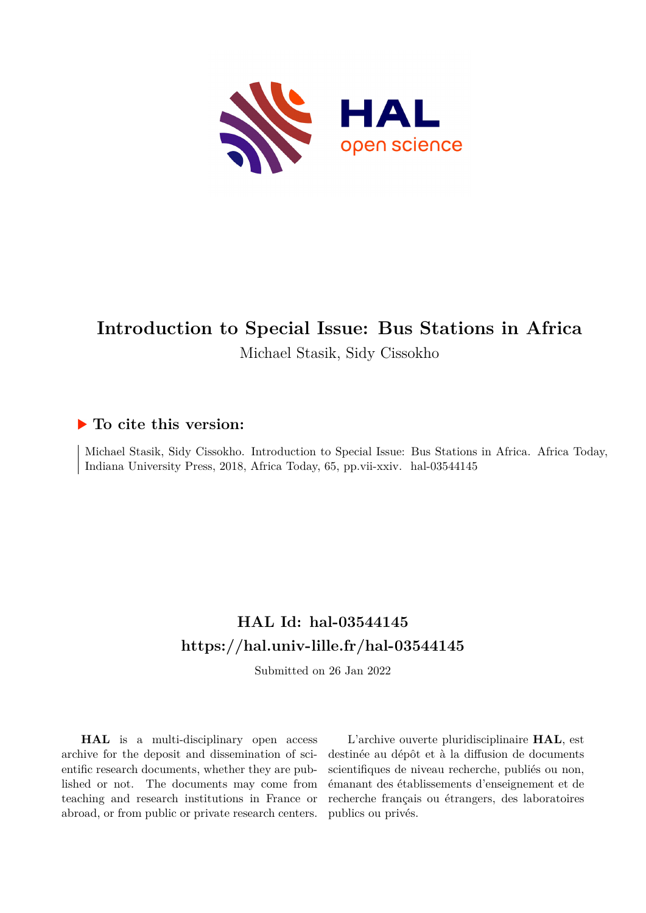# Introduction to Special Issue: Bus Stations in Africa

Michael Stasik, Sidy Cissokho

## ▶ To cite this version:

Michael Stasik, Sidy Cissokho. Introduction to Special Issue: Bus Stations in Africa. Africa Today, Indiana University Press, 2018, Africa Today, 65, pp.vii-xxiv. hal-03544145

## HAL Id: hal-03544145
## https://hal.univ-lille.fr/hal-03544145

Submitted on 26 Jan 2022

**HAL** is a multi-disciplinary open access archive for the deposit and dissemination of scientific research documents, whether they are published or not. The documents may come from teaching and research institutions in France or abroad, or from public or private research centers.

L'archive ouverte pluridisciplinaire **HAL**, est destinée au dépôt et à la diffusion de documents scientifiques de niveau recherche, publiés ou non, émanant des établissements d'enseignement et de recherche français ou étrangers, des laboratoires publics ou privés.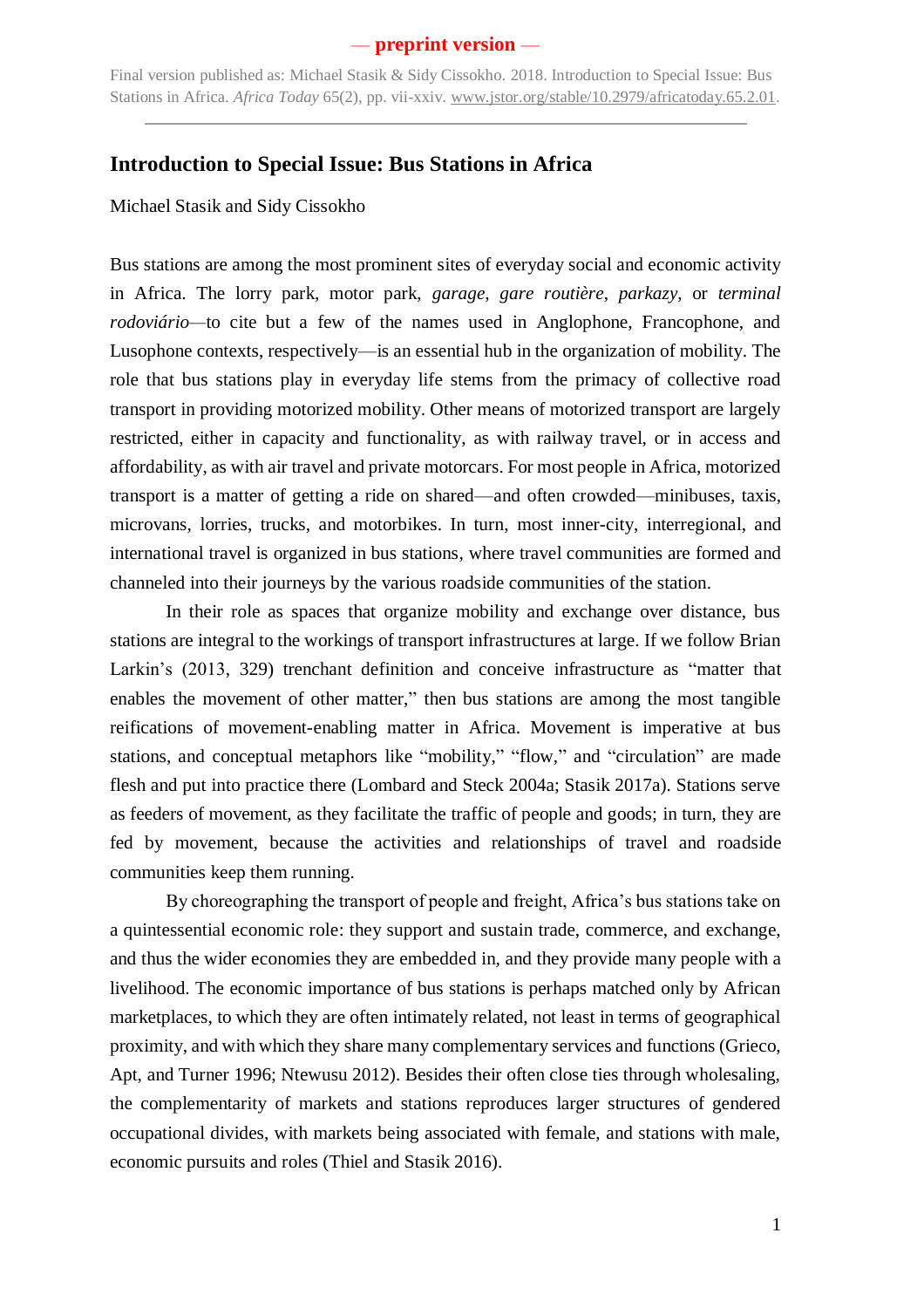— **preprint version** —

Final version published as: Michael Stasik & Sidy Cissokho. 2018. Introduction to Special Issue: Bus Stations in Africa. *Africa Today* 65(2), pp. vii-xxiv. www.jstor.org/stable/10.2979/africatoday.65.2.01.

# Introduction to Special Issue: Bus Stations in Africa

Michael Stasik and Sidy Cissokho

Bus stations are among the most prominent sites of everyday social and economic activity in Africa. The lorry park, motor park, *garage*, *gare routière*, *parkazy*, or *terminal rodoviário*—to cite but a few of the names used in Anglophone, Francophone, and Lusophone contexts, respectively—is an essential hub in the organization of mobility. The role that bus stations play in everyday life stems from the primacy of collective road transport in providing motorized mobility. Other means of motorized transport are largely restricted, either in capacity and functionality, as with railway travel, or in access and affordability, as with air travel and private motorcars. For most people in Africa, motorized transport is a matter of getting a ride on shared—and often crowded—minibuses, taxis, microvans, lorries, trucks, and motorbikes. In turn, most inner-city, interregional, and international travel is organized in bus stations, where travel communities are formed and channeled into their journeys by the various roadside communities of the station.

In their role as spaces that organize mobility and exchange over distance, bus stations are integral to the workings of transport infrastructures at large. If we follow Brian Larkin's (2013, 329) trenchant definition and conceive infrastructure as "matter that enables the movement of other matter," then bus stations are among the most tangible reifications of movement-enabling matter in Africa. Movement is imperative at bus stations, and conceptual metaphors like "mobility," "flow," and "circulation" are made flesh and put into practice there (Lombard and Steck 2004a; Stasik 2017a). Stations serve as feeders of movement, as they facilitate the traffic of people and goods; in turn, they are fed by movement, because the activities and relationships of travel and roadside communities keep them running.

By choreographing the transport of people and freight, Africa's bus stations take on a quintessential economic role: they support and sustain trade, commerce, and exchange, and thus the wider economies they are embedded in, and they provide many people with a livelihood. The economic importance of bus stations is perhaps matched only by African marketplaces, to which they are often intimately related, not least in terms of geographical proximity, and with which they share many complementary services and functions (Grieco, Apt, and Turner 1996; Ntewusu 2012). Besides their often close ties through wholesaling, the complementarity of markets and stations reproduces larger structures of gendered occupational divides, with markets being associated with female, and stations with male, economic pursuits and roles (Thiel and Stasik 2016).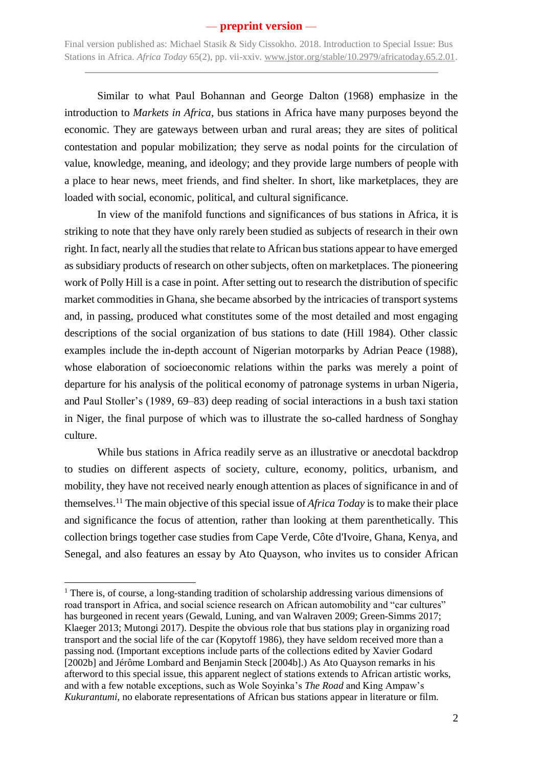Similar to what Paul Bohannan and George Dalton (1968) emphasize in the introduction to *Markets in Africa*, bus stations in Africa have many purposes beyond the economic. They are gateways between urban and rural areas; they are sites of political contestation and popular mobilization; they serve as nodal points for the circulation of value, knowledge, meaning, and ideology; and they provide large numbers of people with a place to hear news, meet friends, and find shelter. In short, like marketplaces, they are loaded with social, economic, political, and cultural significance.

In view of the manifold functions and significances of bus stations in Africa, it is striking to note that they have only rarely been studied as subjects of research in their own right. In fact, nearly all the studies that relate to African bus stations appear to have emerged as subsidiary products of research on other subjects, often on marketplaces. The pioneering work of Polly Hill is a case in point. After setting out to research the distribution of specific market commodities in Ghana, she became absorbed by the intricacies of transport systems and, in passing, produced what constitutes some of the most detailed and most engaging descriptions of the social organization of bus stations to date (Hill 1984). Other classic examples include the in-depth account of Nigerian motorparks by Adrian Peace (1988), whose elaboration of socioeconomic relations within the parks was merely a point of departure for his analysis of the political economy of patronage systems in urban Nigeria, and Paul Stoller's (1989, 69–83) deep reading of social interactions in a bush taxi station in Niger, the final purpose of which was to illustrate the so-called hardness of Songhay culture.

While bus stations in Africa readily serve as an illustrative or anecdotal backdrop to studies on different aspects of society, culture, economy, politics, urbanism, and mobility, they have not received nearly enough attention as places of significance in and of themselves.[1] The main objective of this special issue of *Africa Today* is to make their place and significance the focus of attention, rather than looking at them parenthetically. This collection brings together case studies from Cape Verde, Côte d'Ivoire, Ghana, Kenya, and Senegal, and also features an essay by Ato Quayson, who invites us to consider African

---

[1] There is, of course, a long-standing tradition of scholarship addressing various dimensions of road transport in Africa, and social science research on African automobility and "car cultures" has burgeoned in recent years (Gewald, Luning, and van Walraven 2009; Green-Simms 2017; Klaeger 2013; Mutongi 2017). Despite the obvious role that bus stations play in organizing road transport and the social life of the car (Kopytoff 1986), they have seldom received more than a passing nod. (Important exceptions include parts of the collections edited by Xavier Godard [2002b] and Jérôme Lombard and Benjamin Steck [2004b].) As Ato Quayson remarks in his afterword to this special issue, this apparent neglect of stations extends to African artistic works, and with a few notable exceptions, such as Wole Soyinka's *The Road* and King Ampaw's *Kukurantumi*, no elaborate representations of African bus stations appear in literature or film.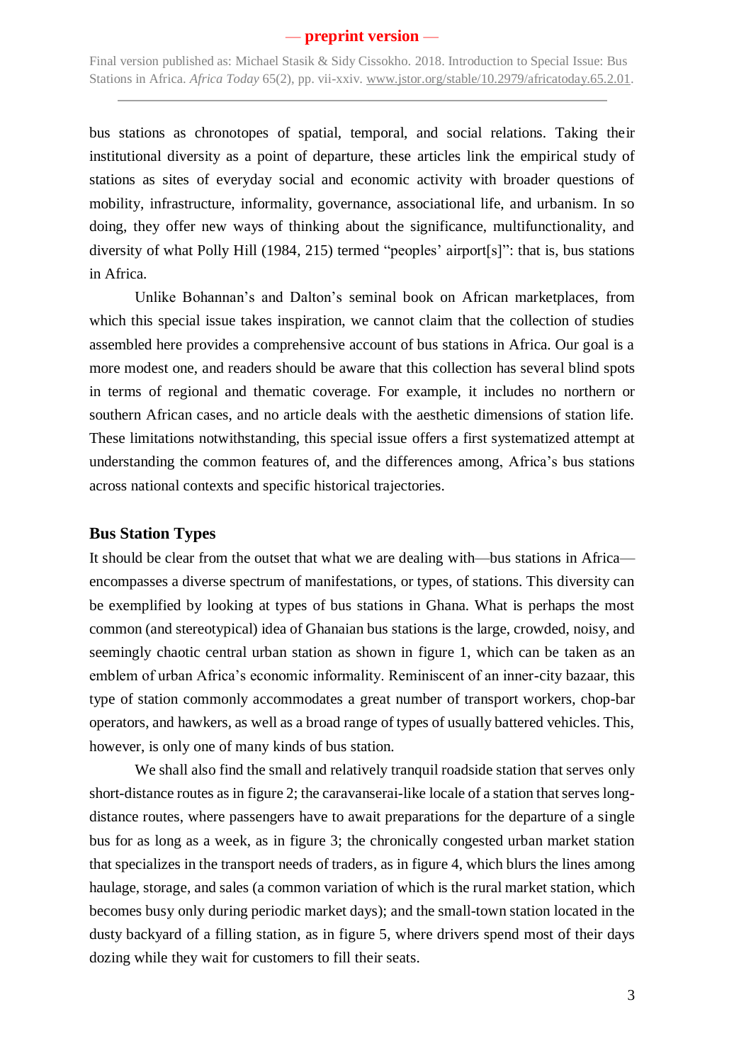bus stations as chronotopes of spatial, temporal, and social relations. Taking their institutional diversity as a point of departure, these articles link the empirical study of stations as sites of everyday social and economic activity with broader questions of mobility, infrastructure, informality, governance, associational life, and urbanism. In so doing, they offer new ways of thinking about the significance, multifunctionality, and diversity of what Polly Hill (1984, 215) termed "peoples' airport[s]": that is, bus stations in Africa.

Unlike Bohannan's and Dalton's seminal book on African marketplaces, from which this special issue takes inspiration, we cannot claim that the collection of studies assembled here provides a comprehensive account of bus stations in Africa. Our goal is a more modest one, and readers should be aware that this collection has several blind spots in terms of regional and thematic coverage. For example, it includes no northern or southern African cases, and no article deals with the aesthetic dimensions of station life. These limitations notwithstanding, this special issue offers a first systematized attempt at understanding the common features of, and the differences among, Africa's bus stations across national contexts and specific historical trajectories.

## Bus Station Types

It should be clear from the outset that what we are dealing with—bus stations in Africa—encompasses a diverse spectrum of manifestations, or types, of stations. This diversity can be exemplified by looking at types of bus stations in Ghana. What is perhaps the most common (and stereotypical) idea of Ghanaian bus stations is the large, crowded, noisy, and seemingly chaotic central urban station as shown in figure 1, which can be taken as an emblem of urban Africa's economic informality. Reminiscent of an inner-city bazaar, this type of station commonly accommodates a great number of transport workers, chop-bar operators, and hawkers, as well as a broad range of types of usually battered vehicles. This, however, is only one of many kinds of bus station.

We shall also find the small and relatively tranquil roadside station that serves only short-distance routes as in figure 2; the caravanserai-like locale of a station that serves long-distance routes, where passengers have to await preparations for the departure of a single bus for as long as a week, as in figure 3; the chronically congested urban market station that specializes in the transport needs of traders, as in figure 4, which blurs the lines among haulage, storage, and sales (a common variation of which is the rural market station, which becomes busy only during periodic market days); and the small-town station located in the dusty backyard of a filling station, as in figure 5, where drivers spend most of their days dozing while they wait for customers to fill their seats.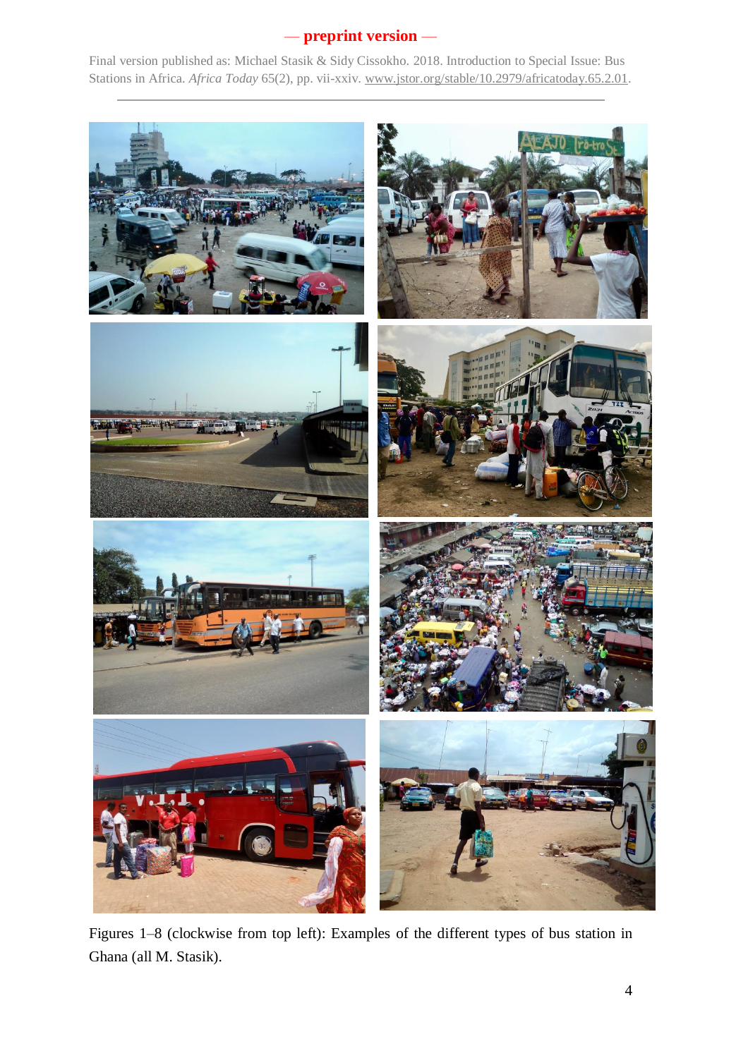Figures 1–8 (clockwise from top left): Examples of the different types of bus station in Ghana (all M. Stasik).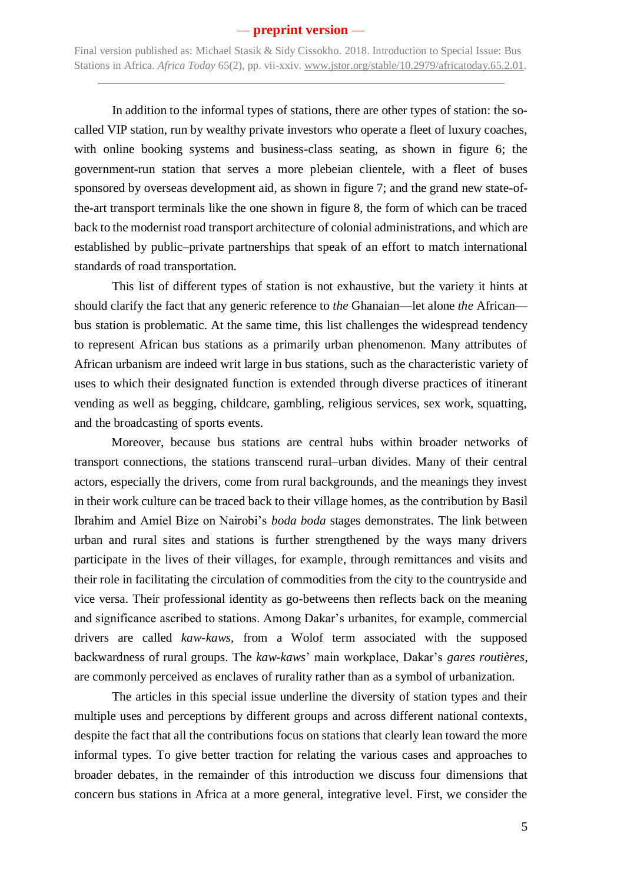In addition to the informal types of stations, there are other types of station: the so-called VIP station, run by wealthy private investors who operate a fleet of luxury coaches, with online booking systems and business-class seating, as shown in figure 6; the government-run station that serves a more plebeian clientele, with a fleet of buses sponsored by overseas development aid, as shown in figure 7; and the grand new state-of-the-art transport terminals like the one shown in figure 8, the form of which can be traced back to the modernist road transport architecture of colonial administrations, and which are established by public–private partnerships that speak of an effort to match international standards of road transportation.

This list of different types of station is not exhaustive, but the variety it hints at should clarify the fact that any generic reference to *the* Ghanaian—let alone *the* African—bus station is problematic. At the same time, this list challenges the widespread tendency to represent African bus stations as a primarily urban phenomenon. Many attributes of African urbanism are indeed writ large in bus stations, such as the characteristic variety of uses to which their designated function is extended through diverse practices of itinerant vending as well as begging, childcare, gambling, religious services, sex work, squatting, and the broadcasting of sports events.

Moreover, because bus stations are central hubs within broader networks of transport connections, the stations transcend rural–urban divides. Many of their central actors, especially the drivers, come from rural backgrounds, and the meanings they invest in their work culture can be traced back to their village homes, as the contribution by Basil Ibrahim and Amiel Bize on Nairobi's *boda boda* stages demonstrates. The link between urban and rural sites and stations is further strengthened by the ways many drivers participate in the lives of their villages, for example, through remittances and visits and their role in facilitating the circulation of commodities from the city to the countryside and vice versa. Their professional identity as go-betweens then reflects back on the meaning and significance ascribed to stations. Among Dakar's urbanites, for example, commercial drivers are called *kaw-kaws*, from a Wolof term associated with the supposed backwardness of rural groups. The *kaw-kaws*' main workplace, Dakar's *gares routières*, are commonly perceived as enclaves of rurality rather than as a symbol of urbanization.

The articles in this special issue underline the diversity of station types and their multiple uses and perceptions by different groups and across different national contexts, despite the fact that all the contributions focus on stations that clearly lean toward the more informal types. To give better traction for relating the various cases and approaches to broader debates, in the remainder of this introduction we discuss four dimensions that concern bus stations in Africa at a more general, integrative level. First, we consider the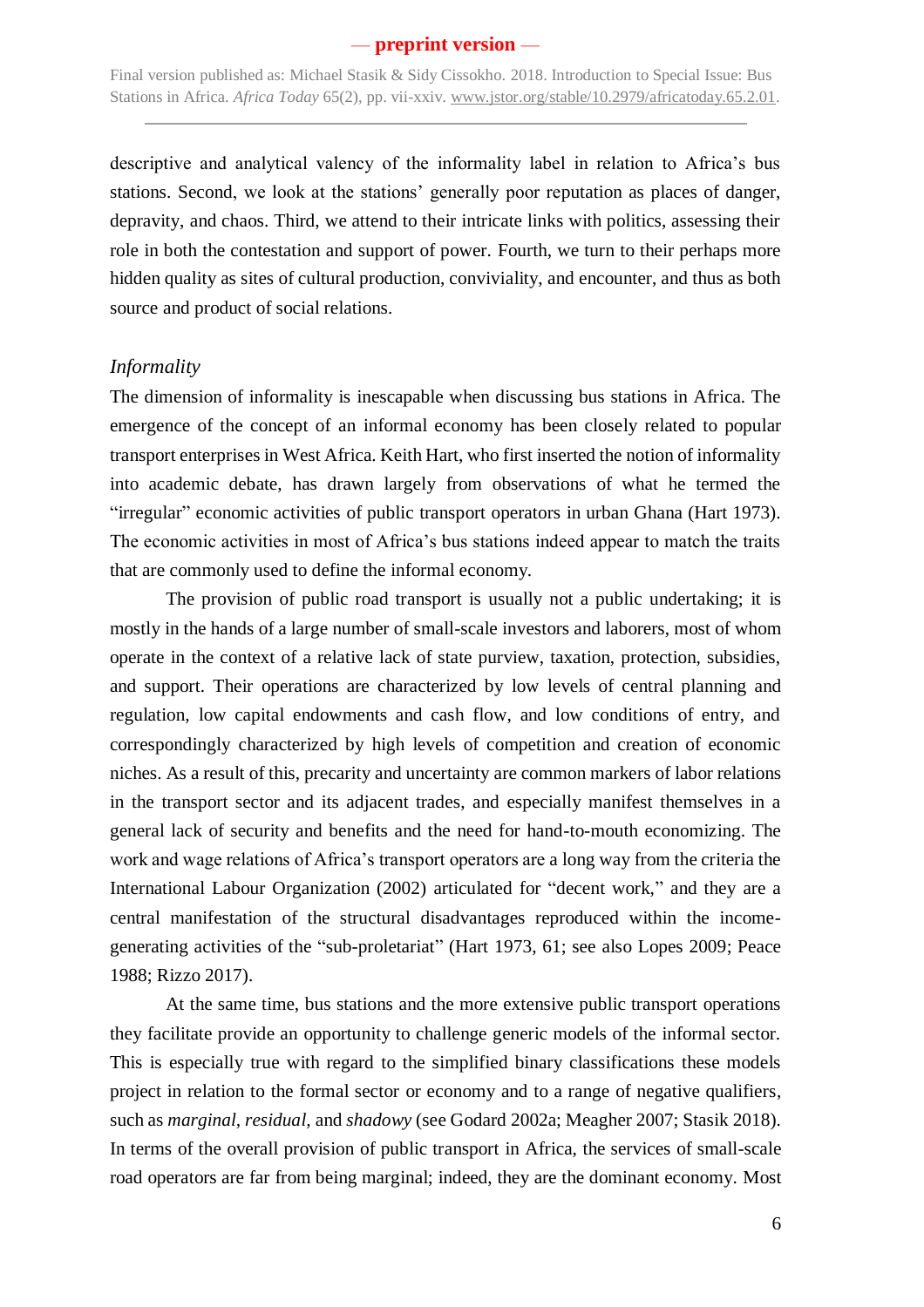descriptive and analytical valency of the informality label in relation to Africa's bus stations. Second, we look at the stations' generally poor reputation as places of danger, depravity, and chaos. Third, we attend to their intricate links with politics, assessing their role in both the contestation and support of power. Fourth, we turn to their perhaps more hidden quality as sites of cultural production, conviviality, and encounter, and thus as both source and product of social relations.

### *Informality*

The dimension of informality is inescapable when discussing bus stations in Africa. The emergence of the concept of an informal economy has been closely related to popular transport enterprises in West Africa. Keith Hart, who first inserted the notion of informality into academic debate, has drawn largely from observations of what he termed the "irregular" economic activities of public transport operators in urban Ghana (Hart 1973). The economic activities in most of Africa's bus stations indeed appear to match the traits that are commonly used to define the informal economy.

The provision of public road transport is usually not a public undertaking; it is mostly in the hands of a large number of small-scale investors and laborers, most of whom operate in the context of a relative lack of state purview, taxation, protection, subsidies, and support. Their operations are characterized by low levels of central planning and regulation, low capital endowments and cash flow, and low conditions of entry, and correspondingly characterized by high levels of competition and creation of economic niches. As a result of this, precarity and uncertainty are common markers of labor relations in the transport sector and its adjacent trades, and especially manifest themselves in a general lack of security and benefits and the need for hand-to-mouth economizing. The work and wage relations of Africa's transport operators are a long way from the criteria the International Labour Organization (2002) articulated for "decent work," and they are a central manifestation of the structural disadvantages reproduced within the income-generating activities of the "sub-proletariat" (Hart 1973, 61; see also Lopes 2009; Peace 1988; Rizzo 2017).

At the same time, bus stations and the more extensive public transport operations they facilitate provide an opportunity to challenge generic models of the informal sector. This is especially true with regard to the simplified binary classifications these models project in relation to the formal sector or economy and to a range of negative qualifiers, such as *marginal*, *residual*, and *shadowy* (see Godard 2002a; Meagher 2007; Stasik 2018). In terms of the overall provision of public transport in Africa, the services of small-scale road operators are far from being marginal; indeed, they are the dominant economy. Most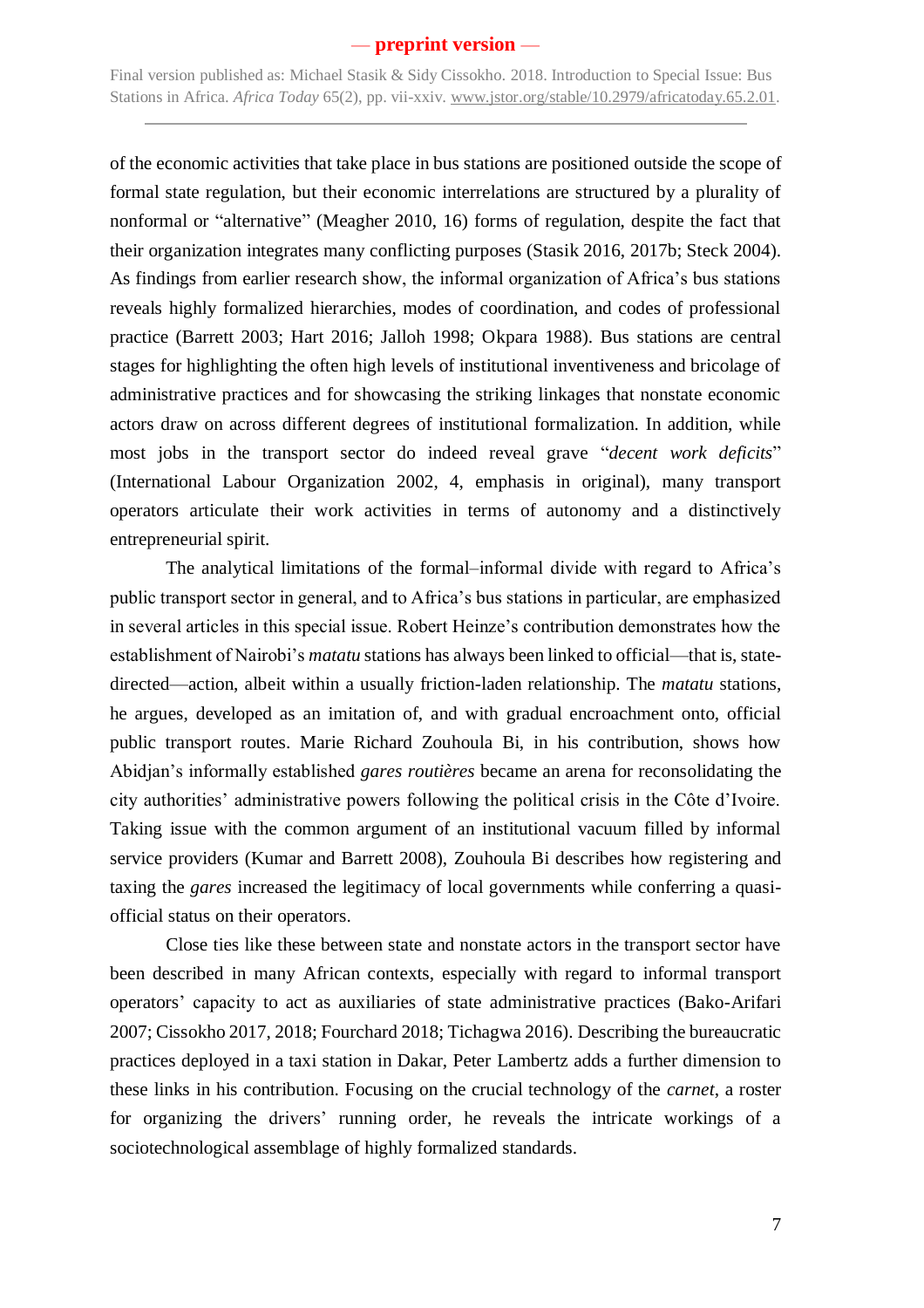of the economic activities that take place in bus stations are positioned outside the scope of formal state regulation, but their economic interrelations are structured by a plurality of nonformal or "alternative" (Meagher 2010, 16) forms of regulation, despite the fact that their organization integrates many conflicting purposes (Stasik 2016, 2017b; Steck 2004). As findings from earlier research show, the informal organization of Africa's bus stations reveals highly formalized hierarchies, modes of coordination, and codes of professional practice (Barrett 2003; Hart 2016; Jalloh 1998; Okpara 1988). Bus stations are central stages for highlighting the often high levels of institutional inventiveness and bricolage of administrative practices and for showcasing the striking linkages that nonstate economic actors draw on across different degrees of institutional formalization. In addition, while most jobs in the transport sector do indeed reveal grave "*decent work deficits*" (International Labour Organization 2002, 4, emphasis in original), many transport operators articulate their work activities in terms of autonomy and a distinctively entrepreneurial spirit.

The analytical limitations of the formal–informal divide with regard to Africa's public transport sector in general, and to Africa's bus stations in particular, are emphasized in several articles in this special issue. Robert Heinze's contribution demonstrates how the establishment of Nairobi's *matatu* stations has always been linked to official—that is, state-directed—action, albeit within a usually friction-laden relationship. The *matatu* stations, he argues, developed as an imitation of, and with gradual encroachment onto, official public transport routes. Marie Richard Zouhoula Bi, in his contribution, shows how Abidjan's informally established *gares routières* became an arena for reconsolidating the city authorities' administrative powers following the political crisis in the Côte d'Ivoire. Taking issue with the common argument of an institutional vacuum filled by informal service providers (Kumar and Barrett 2008), Zouhoula Bi describes how registering and taxing the *gares* increased the legitimacy of local governments while conferring a quasi-official status on their operators.

Close ties like these between state and nonstate actors in the transport sector have been described in many African contexts, especially with regard to informal transport operators' capacity to act as auxiliaries of state administrative practices (Bako-Arifari 2007; Cissokho 2017, 2018; Fourchard 2018; Tichagwa 2016). Describing the bureaucratic practices deployed in a taxi station in Dakar, Peter Lambertz adds a further dimension to these links in his contribution. Focusing on the crucial technology of the *carnet*, a roster for organizing the drivers' running order, he reveals the intricate workings of a sociotechnological assemblage of highly formalized standards.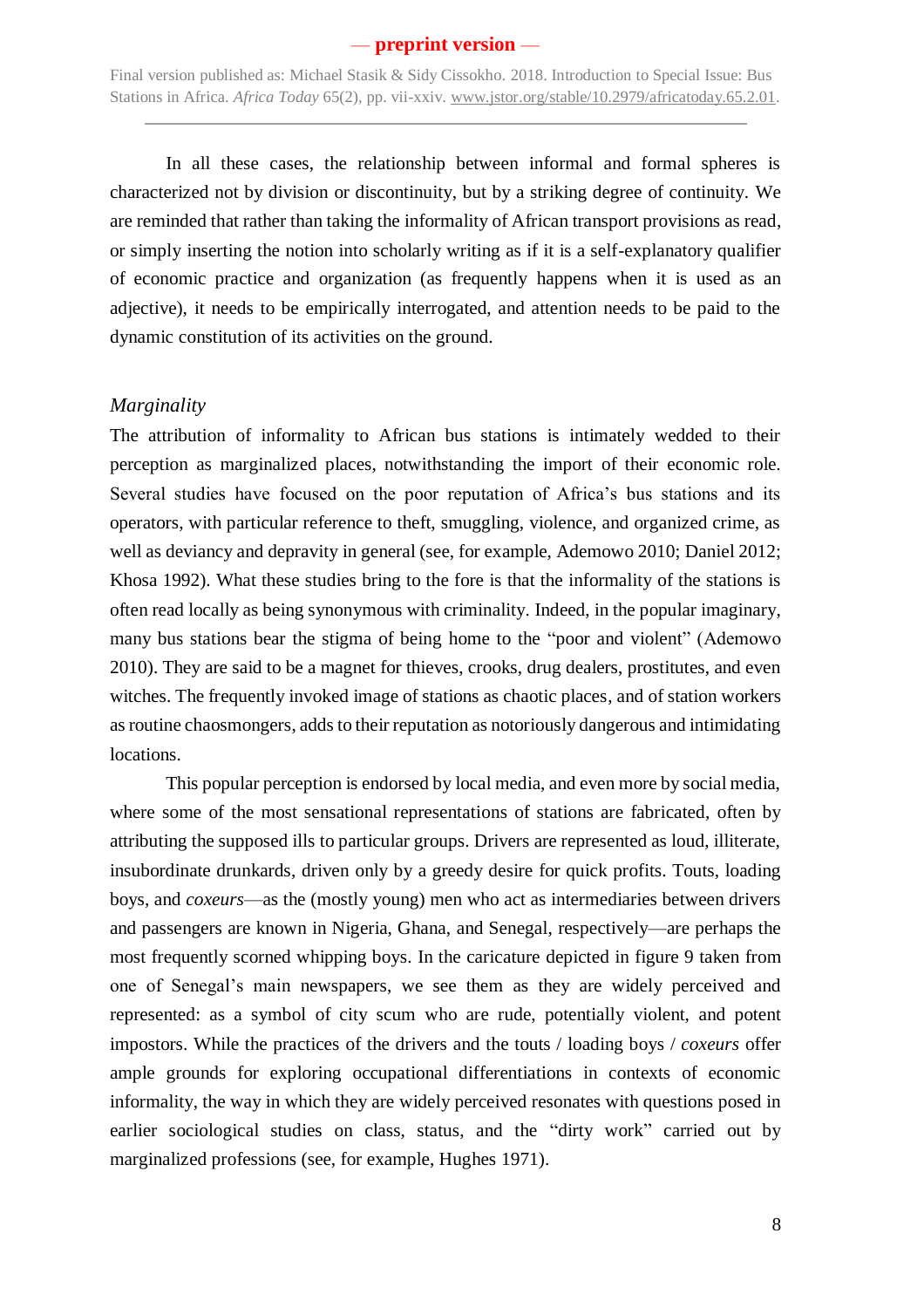In all these cases, the relationship between informal and formal spheres is characterized not by division or discontinuity, but by a striking degree of continuity. We are reminded that rather than taking the informality of African transport provisions as read, or simply inserting the notion into scholarly writing as if it is a self-explanatory qualifier of economic practice and organization (as frequently happens when it is used as an adjective), it needs to be empirically interrogated, and attention needs to be paid to the dynamic constitution of its activities on the ground.

### *Marginality*

The attribution of informality to African bus stations is intimately wedded to their perception as marginalized places, notwithstanding the import of their economic role. Several studies have focused on the poor reputation of Africa's bus stations and its operators, with particular reference to theft, smuggling, violence, and organized crime, as well as deviancy and depravity in general (see, for example, Ademowo 2010; Daniel 2012; Khosa 1992). What these studies bring to the fore is that the informality of the stations is often read locally as being synonymous with criminality. Indeed, in the popular imaginary, many bus stations bear the stigma of being home to the "poor and violent" (Ademowo 2010). They are said to be a magnet for thieves, crooks, drug dealers, prostitutes, and even witches. The frequently invoked image of stations as chaotic places, and of station workers as routine chaosmongers, adds to their reputation as notoriously dangerous and intimidating locations.

This popular perception is endorsed by local media, and even more by social media, where some of the most sensational representations of stations are fabricated, often by attributing the supposed ills to particular groups. Drivers are represented as loud, illiterate, insubordinate drunkards, driven only by a greedy desire for quick profits. Touts, loading boys, and *coxeurs*—as the (mostly young) men who act as intermediaries between drivers and passengers are known in Nigeria, Ghana, and Senegal, respectively—are perhaps the most frequently scorned whipping boys. In the caricature depicted in figure 9 taken from one of Senegal's main newspapers, we see them as they are widely perceived and represented: as a symbol of city scum who are rude, potentially violent, and potent impostors. While the practices of the drivers and the touts / loading boys / *coxeurs* offer ample grounds for exploring occupational differentiations in contexts of economic informality, the way in which they are widely perceived resonates with questions posed in earlier sociological studies on class, status, and the "dirty work" carried out by marginalized professions (see, for example, Hughes 1971).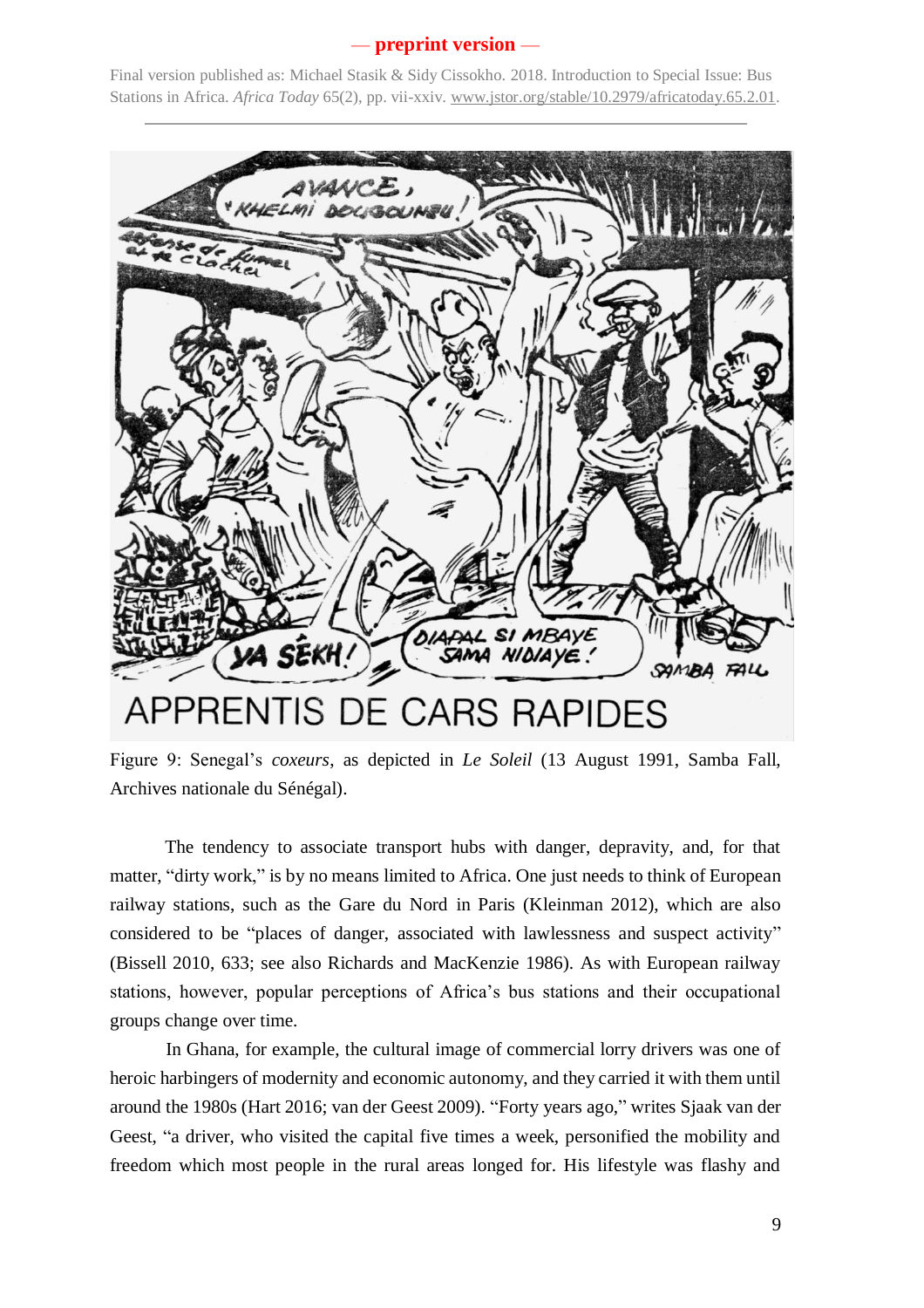Figure 9: Senegal's *coxeurs*, as depicted in *Le Soleil* (13 August 1991, Samba Fall, Archives nationale du Sénégal).

The tendency to associate transport hubs with danger, depravity, and, for that matter, "dirty work," is by no means limited to Africa. One just needs to think of European railway stations, such as the Gare du Nord in Paris (Kleinman 2012), which are also considered to be "places of danger, associated with lawlessness and suspect activity" (Bissell 2010, 633; see also Richards and MacKenzie 1986). As with European railway stations, however, popular perceptions of Africa's bus stations and their occupational groups change over time.

In Ghana, for example, the cultural image of commercial lorry drivers was one of heroic harbingers of modernity and economic autonomy, and they carried it with them until around the 1980s (Hart 2016; van der Geest 2009). "Forty years ago," writes Sjaak van der Geest, "a driver, who visited the capital five times a week, personified the mobility and freedom which most people in the rural areas longed for. His lifestyle was flashy and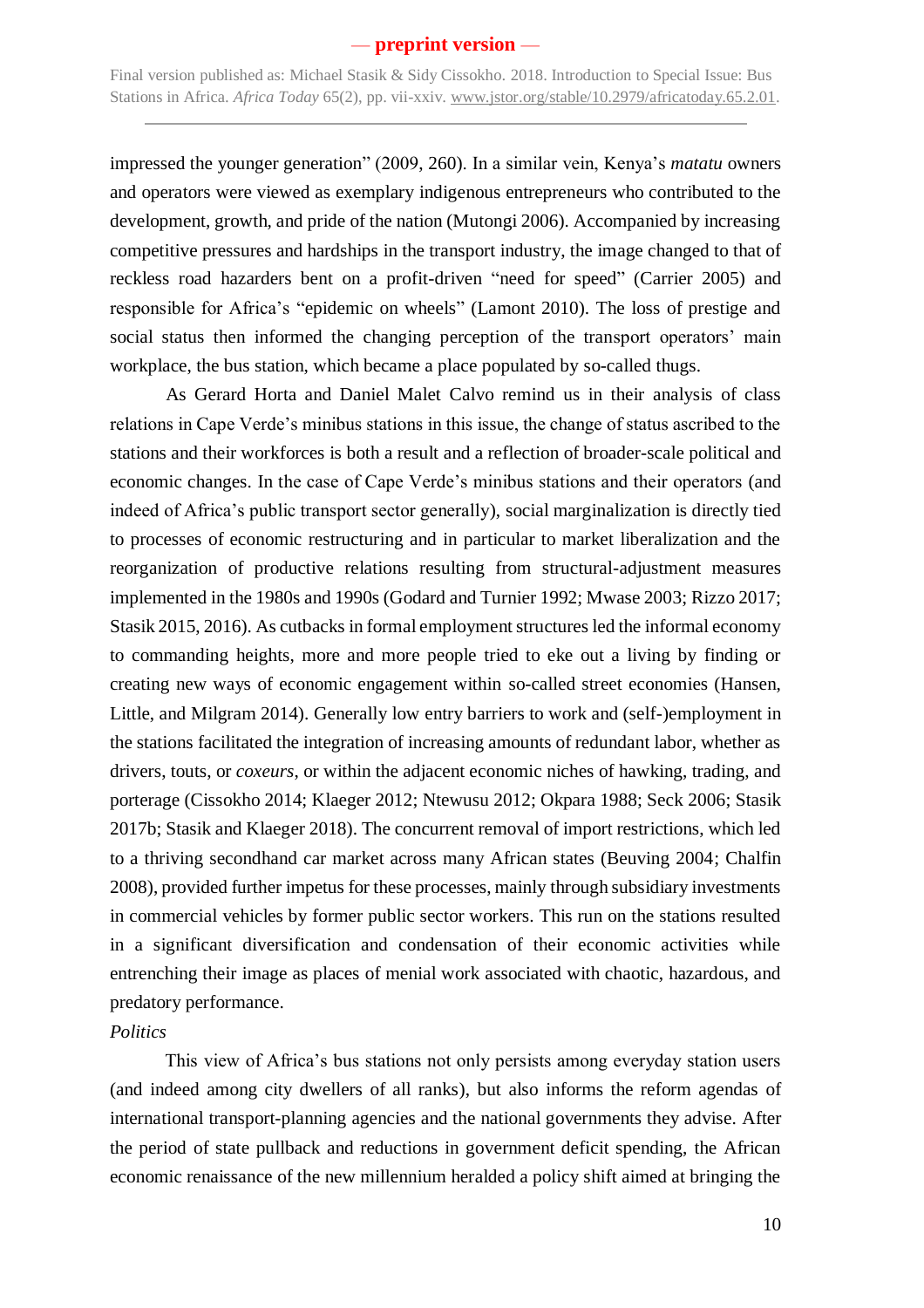impressed the younger generation" (2009, 260). In a similar vein, Kenya's *matatu* owners and operators were viewed as exemplary indigenous entrepreneurs who contributed to the development, growth, and pride of the nation (Mutongi 2006). Accompanied by increasing competitive pressures and hardships in the transport industry, the image changed to that of reckless road hazarders bent on a profit-driven "need for speed" (Carrier 2005) and responsible for Africa's "epidemic on wheels" (Lamont 2010). The loss of prestige and social status then informed the changing perception of the transport operators' main workplace, the bus station, which became a place populated by so-called thugs.

As Gerard Horta and Daniel Malet Calvo remind us in their analysis of class relations in Cape Verde's minibus stations in this issue, the change of status ascribed to the stations and their workforces is both a result and a reflection of broader-scale political and economic changes. In the case of Cape Verde's minibus stations and their operators (and indeed of Africa's public transport sector generally), social marginalization is directly tied to processes of economic restructuring and in particular to market liberalization and the reorganization of productive relations resulting from structural-adjustment measures implemented in the 1980s and 1990s (Godard and Turnier 1992; Mwase 2003; Rizzo 2017; Stasik 2015, 2016). As cutbacks in formal employment structures led the informal economy to commanding heights, more and more people tried to eke out a living by finding or creating new ways of economic engagement within so-called street economies (Hansen, Little, and Milgram 2014). Generally low entry barriers to work and (self-)employment in the stations facilitated the integration of increasing amounts of redundant labor, whether as drivers, touts, or *coxeurs*, or within the adjacent economic niches of hawking, trading, and porterage (Cissokho 2014; Klaeger 2012; Ntewusu 2012; Okpara 1988; Seck 2006; Stasik 2017b; Stasik and Klaeger 2018). The concurrent removal of import restrictions, which led to a thriving secondhand car market across many African states (Beuving 2004; Chalfin 2008), provided further impetus for these processes, mainly through subsidiary investments in commercial vehicles by former public sector workers. This run on the stations resulted in a significant diversification and condensation of their economic activities while entrenching their image as places of menial work associated with chaotic, hazardous, and predatory performance.

*Politics*

This view of Africa's bus stations not only persists among everyday station users (and indeed among city dwellers of all ranks), but also informs the reform agendas of international transport-planning agencies and the national governments they advise. After the period of state pullback and reductions in government deficit spending, the African economic renaissance of the new millennium heralded a policy shift aimed at bringing the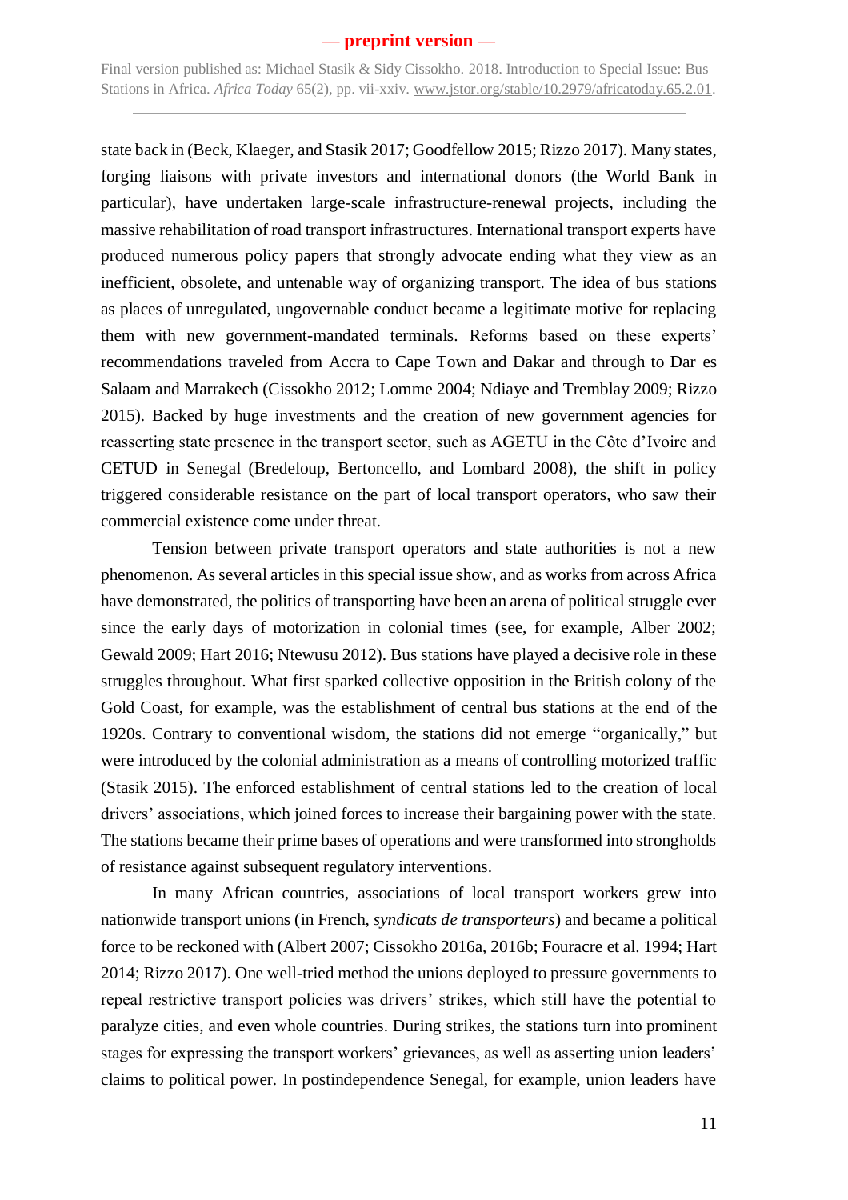state back in (Beck, Klaeger, and Stasik 2017; Goodfellow 2015; Rizzo 2017). Many states, forging liaisons with private investors and international donors (the World Bank in particular), have undertaken large-scale infrastructure-renewal projects, including the massive rehabilitation of road transport infrastructures. International transport experts have produced numerous policy papers that strongly advocate ending what they view as an inefficient, obsolete, and untenable way of organizing transport. The idea of bus stations as places of unregulated, ungovernable conduct became a legitimate motive for replacing them with new government-mandated terminals. Reforms based on these experts' recommendations traveled from Accra to Cape Town and Dakar and through to Dar es Salaam and Marrakech (Cissokho 2012; Lomme 2004; Ndiaye and Tremblay 2009; Rizzo 2015). Backed by huge investments and the creation of new government agencies for reasserting state presence in the transport sector, such as AGETU in the Côte d'Ivoire and CETUD in Senegal (Bredeloup, Bertoncello, and Lombard 2008), the shift in policy triggered considerable resistance on the part of local transport operators, who saw their commercial existence come under threat.

Tension between private transport operators and state authorities is not a new phenomenon. As several articles in this special issue show, and as works from across Africa have demonstrated, the politics of transporting have been an arena of political struggle ever since the early days of motorization in colonial times (see, for example, Alber 2002; Gewald 2009; Hart 2016; Ntewusu 2012). Bus stations have played a decisive role in these struggles throughout. What first sparked collective opposition in the British colony of the Gold Coast, for example, was the establishment of central bus stations at the end of the 1920s. Contrary to conventional wisdom, the stations did not emerge "organically," but were introduced by the colonial administration as a means of controlling motorized traffic (Stasik 2015). The enforced establishment of central stations led to the creation of local drivers' associations, which joined forces to increase their bargaining power with the state. The stations became their prime bases of operations and were transformed into strongholds of resistance against subsequent regulatory interventions.

In many African countries, associations of local transport workers grew into nationwide transport unions (in French, *syndicats de transporteurs*) and became a political force to be reckoned with (Albert 2007; Cissokho 2016a, 2016b; Fouracre et al. 1994; Hart 2014; Rizzo 2017). One well-tried method the unions deployed to pressure governments to repeal restrictive transport policies was drivers' strikes, which still have the potential to paralyze cities, and even whole countries. During strikes, the stations turn into prominent stages for expressing the transport workers' grievances, as well as asserting union leaders' claims to political power. In postindependence Senegal, for example, union leaders have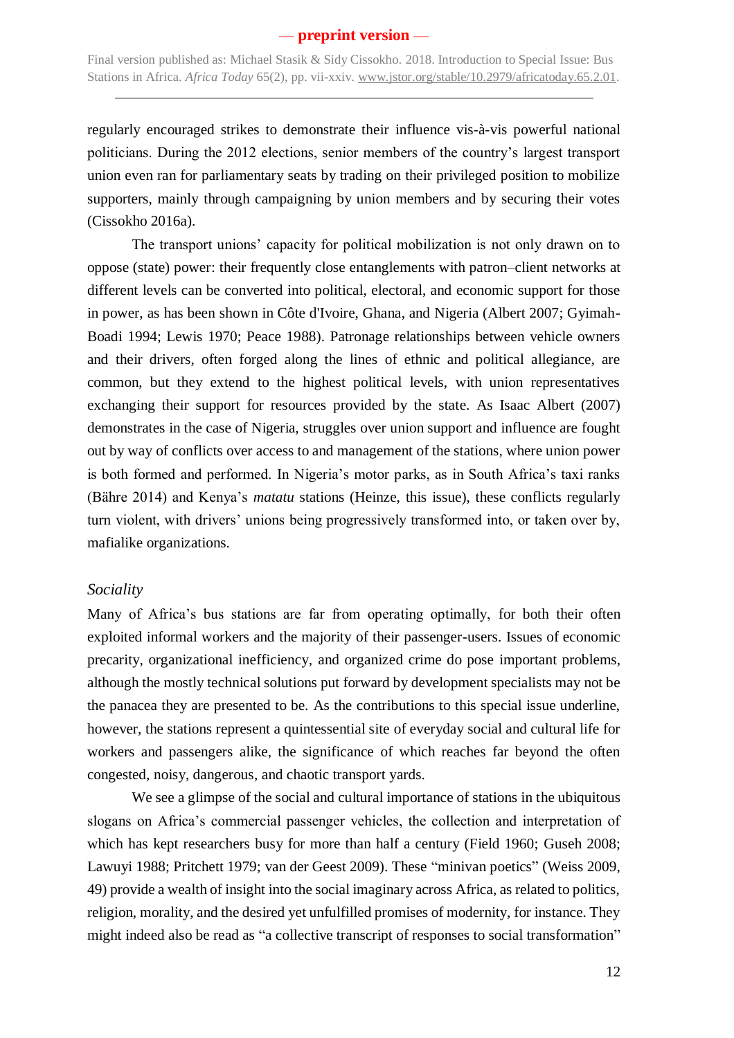regularly encouraged strikes to demonstrate their influence vis-à-vis powerful national politicians. During the 2012 elections, senior members of the country's largest transport union even ran for parliamentary seats by trading on their privileged position to mobilize supporters, mainly through campaigning by union members and by securing their votes (Cissokho 2016a).

The transport unions' capacity for political mobilization is not only drawn on to oppose (state) power: their frequently close entanglements with patron–client networks at different levels can be converted into political, electoral, and economic support for those in power, as has been shown in Côte d'Ivoire, Ghana, and Nigeria (Albert 2007; Gyimah-Boadi 1994; Lewis 1970; Peace 1988). Patronage relationships between vehicle owners and their drivers, often forged along the lines of ethnic and political allegiance, are common, but they extend to the highest political levels, with union representatives exchanging their support for resources provided by the state. As Isaac Albert (2007) demonstrates in the case of Nigeria, struggles over union support and influence are fought out by way of conflicts over access to and management of the stations, where union power is both formed and performed. In Nigeria's motor parks, as in South Africa's taxi ranks (Bähre 2014) and Kenya's *matatu* stations (Heinze, this issue), these conflicts regularly turn violent, with drivers' unions being progressively transformed into, or taken over by, mafialike organizations.

### *Sociality*

Many of Africa's bus stations are far from operating optimally, for both their often exploited informal workers and the majority of their passenger-users. Issues of economic precarity, organizational inefficiency, and organized crime do pose important problems, although the mostly technical solutions put forward by development specialists may not be the panacea they are presented to be. As the contributions to this special issue underline, however, the stations represent a quintessential site of everyday social and cultural life for workers and passengers alike, the significance of which reaches far beyond the often congested, noisy, dangerous, and chaotic transport yards.

We see a glimpse of the social and cultural importance of stations in the ubiquitous slogans on Africa's commercial passenger vehicles, the collection and interpretation of which has kept researchers busy for more than half a century (Field 1960; Guseh 2008; Lawuyi 1988; Pritchett 1979; van der Geest 2009). These "minivan poetics" (Weiss 2009, 49) provide a wealth of insight into the social imaginary across Africa, as related to politics, religion, morality, and the desired yet unfulfilled promises of modernity, for instance. They might indeed also be read as "a collective transcript of responses to social transformation"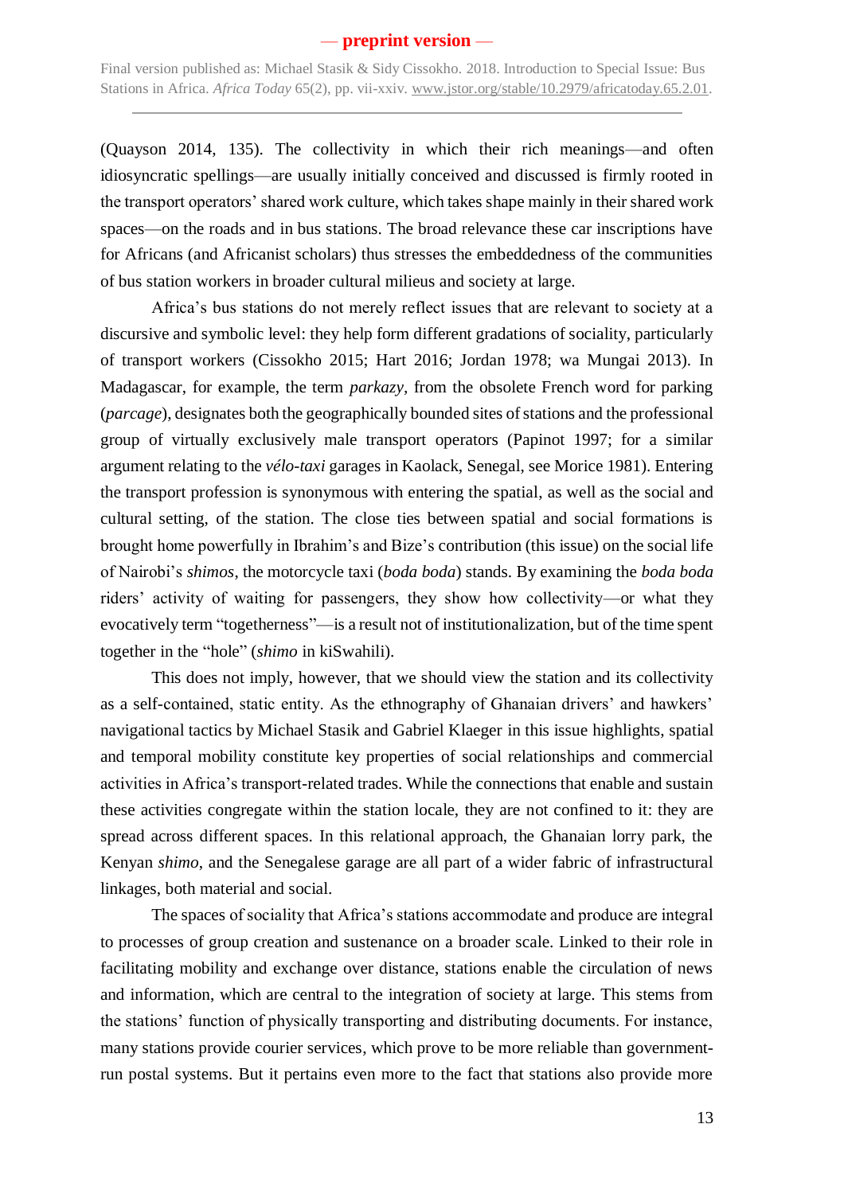(Quayson 2014, 135). The collectivity in which their rich meanings—and often idiosyncratic spellings—are usually initially conceived and discussed is firmly rooted in the transport operators' shared work culture, which takes shape mainly in their shared work spaces—on the roads and in bus stations. The broad relevance these car inscriptions have for Africans (and Africanist scholars) thus stresses the embeddedness of the communities of bus station workers in broader cultural milieus and society at large.

Africa's bus stations do not merely reflect issues that are relevant to society at a discursive and symbolic level: they help form different gradations of sociality, particularly of transport workers (Cissokho 2015; Hart 2016; Jordan 1978; wa Mungai 2013). In Madagascar, for example, the term *parkazy*, from the obsolete French word for parking (*parcage*), designates both the geographically bounded sites of stations and the professional group of virtually exclusively male transport operators (Papinot 1997; for a similar argument relating to the *vélo-taxi* garages in Kaolack, Senegal, see Morice 1981). Entering the transport profession is synonymous with entering the spatial, as well as the social and cultural setting, of the station. The close ties between spatial and social formations is brought home powerfully in Ibrahim's and Bize's contribution (this issue) on the social life of Nairobi's *shimos*, the motorcycle taxi (*boda boda*) stands. By examining the *boda boda* riders' activity of waiting for passengers, they show how collectivity—or what they evocatively term "togetherness"—is a result not of institutionalization, but of the time spent together in the "hole" (*shimo* in kiSwahili).

This does not imply, however, that we should view the station and its collectivity as a self-contained, static entity. As the ethnography of Ghanaian drivers' and hawkers' navigational tactics by Michael Stasik and Gabriel Klaeger in this issue highlights, spatial and temporal mobility constitute key properties of social relationships and commercial activities in Africa's transport-related trades. While the connections that enable and sustain these activities congregate within the station locale, they are not confined to it: they are spread across different spaces. In this relational approach, the Ghanaian lorry park, the Kenyan *shimo*, and the Senegalese garage are all part of a wider fabric of infrastructural linkages, both material and social.

The spaces of sociality that Africa's stations accommodate and produce are integral to processes of group creation and sustenance on a broader scale. Linked to their role in facilitating mobility and exchange over distance, stations enable the circulation of news and information, which are central to the integration of society at large. This stems from the stations' function of physically transporting and distributing documents. For instance, many stations provide courier services, which prove to be more reliable than government-run postal systems. But it pertains even more to the fact that stations also provide more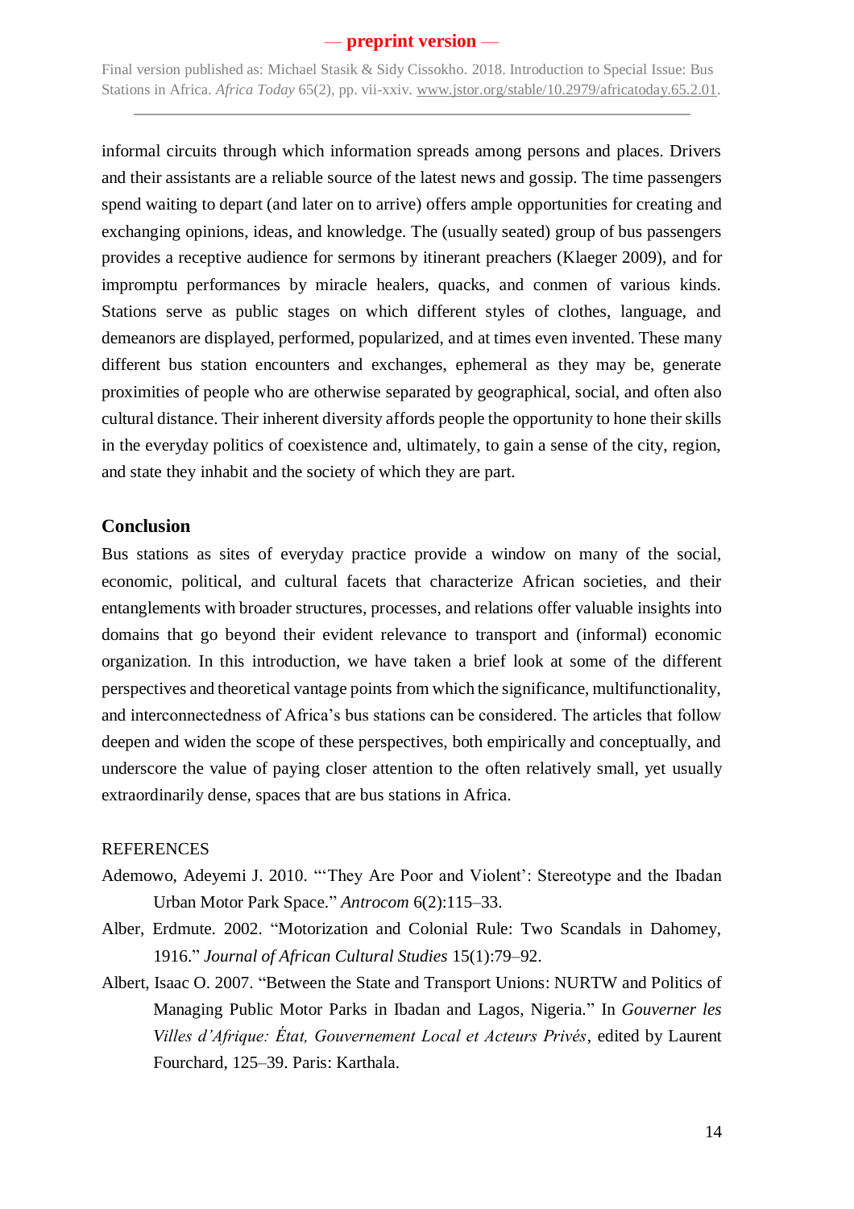informal circuits through which information spreads among persons and places. Drivers and their assistants are a reliable source of the latest news and gossip. The time passengers spend waiting to depart (and later on to arrive) offers ample opportunities for creating and exchanging opinions, ideas, and knowledge. The (usually seated) group of bus passengers provides a receptive audience for sermons by itinerant preachers (Klaeger 2009), and for impromptu performances by miracle healers, quacks, and conmen of various kinds. Stations serve as public stages on which different styles of clothes, language, and demeanors are displayed, performed, popularized, and at times even invented. These many different bus station encounters and exchanges, ephemeral as they may be, generate proximities of people who are otherwise separated by geographical, social, and often also cultural distance. Their inherent diversity affords people the opportunity to hone their skills in the everyday politics of coexistence and, ultimately, to gain a sense of the city, region, and state they inhabit and the society of which they are part.

## Conclusion

Bus stations as sites of everyday practice provide a window on many of the social, economic, political, and cultural facets that characterize African societies, and their entanglements with broader structures, processes, and relations offer valuable insights into domains that go beyond their evident relevance to transport and (informal) economic organization. In this introduction, we have taken a brief look at some of the different perspectives and theoretical vantage points from which the significance, multifunctionality, and interconnectedness of Africa's bus stations can be considered. The articles that follow deepen and widen the scope of these perspectives, both empirically and conceptually, and underscore the value of paying closer attention to the often relatively small, yet usually extraordinarily dense, spaces that are bus stations in Africa.

REFERENCES

Ademowo, Adeyemi J. 2010. "'They Are Poor and Violent': Stereotype and the Ibadan Urban Motor Park Space." *Antrocom* 6(2):115–33.

Alber, Erdmute. 2002. "Motorization and Colonial Rule: Two Scandals in Dahomey, 1916." *Journal of African Cultural Studies* 15(1):79–92.

Albert, Isaac O. 2007. "Between the State and Transport Unions: NURTW and Politics of Managing Public Motor Parks in Ibadan and Lagos, Nigeria." In *Gouverner les Villes d'Afrique: État, Gouvernement Local et Acteurs Privés*, edited by Laurent Fourchard, 125–39. Paris: Karthala.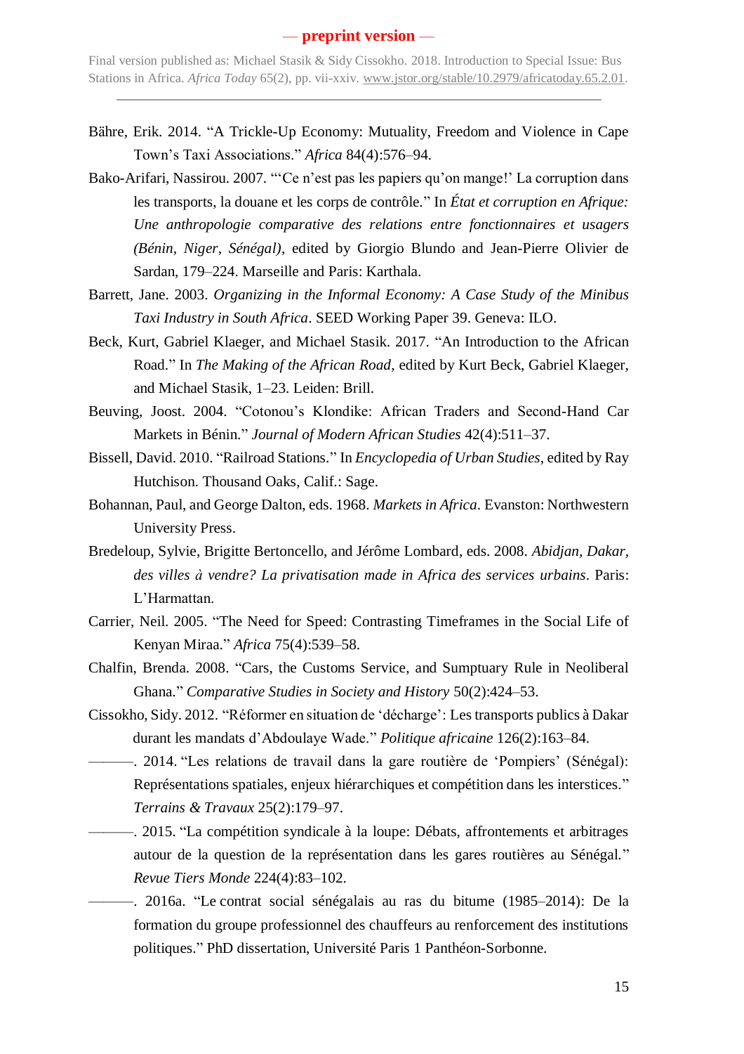Bähre, Erik. 2014. "A Trickle-Up Economy: Mutuality, Freedom and Violence in Cape Town's Taxi Associations." *Africa* 84(4):576–94.

Bako-Arifari, Nassirou. 2007. "'Ce n'est pas les papiers qu'on mange!' La corruption dans les transports, la douane et les corps de contrôle." In *État et corruption en Afrique: Une anthropologie comparative des relations entre fonctionnaires et usagers (Bénin, Niger, Sénégal)*, edited by Giorgio Blundo and Jean-Pierre Olivier de Sardan, 179–224. Marseille and Paris: Karthala.

Barrett, Jane. 2003. *Organizing in the Informal Economy: A Case Study of the Minibus Taxi Industry in South Africa*. SEED Working Paper 39. Geneva: ILO.

Beck, Kurt, Gabriel Klaeger, and Michael Stasik. 2017. "An Introduction to the African Road." In *The Making of the African Road*, edited by Kurt Beck, Gabriel Klaeger, and Michael Stasik, 1–23. Leiden: Brill.

Beuving, Joost. 2004. "Cotonou's Klondike: African Traders and Second-Hand Car Markets in Bénin." *Journal of Modern African Studies* 42(4):511–37.

Bissell, David. 2010. "Railroad Stations." In *Encyclopedia of Urban Studies*, edited by Ray Hutchison. Thousand Oaks, Calif.: Sage.

Bohannan, Paul, and George Dalton, eds. 1968. *Markets in Africa*. Evanston: Northwestern University Press.

Bredeloup, Sylvie, Brigitte Bertoncello, and Jérôme Lombard, eds. 2008. *Abidjan, Dakar, des villes à vendre? La privatisation made in Africa des services urbains*. Paris: L'Harmattan.

Carrier, Neil. 2005. "The Need for Speed: Contrasting Timeframes in the Social Life of Kenyan Miraa." *Africa* 75(4):539–58.

Chalfin, Brenda. 2008. "Cars, the Customs Service, and Sumptuary Rule in Neoliberal Ghana." *Comparative Studies in Society and History* 50(2):424–53.

Cissokho, Sidy. 2012. "Réformer en situation de 'décharge': Les transports publics à Dakar durant les mandats d'Abdoulaye Wade." *Politique africaine* 126(2):163–84.

———. 2014. "Les relations de travail dans la gare routière de 'Pompiers' (Sénégal): Représentations spatiales, enjeux hiérarchiques et compétition dans les interstices." *Terrains & Travaux* 25(2):179–97.

———. 2015. "La compétition syndicale à la loupe: Débats, affrontements et arbitrages autour de la question de la représentation dans les gares routières au Sénégal." *Revue Tiers Monde* 224(4):83–102.

———. 2016a. "Le contrat social sénégalais au ras du bitume (1985–2014): De la formation du groupe professionnel des chauffeurs au renforcement des institutions politiques." PhD dissertation, Université Paris 1 Panthéon-Sorbonne.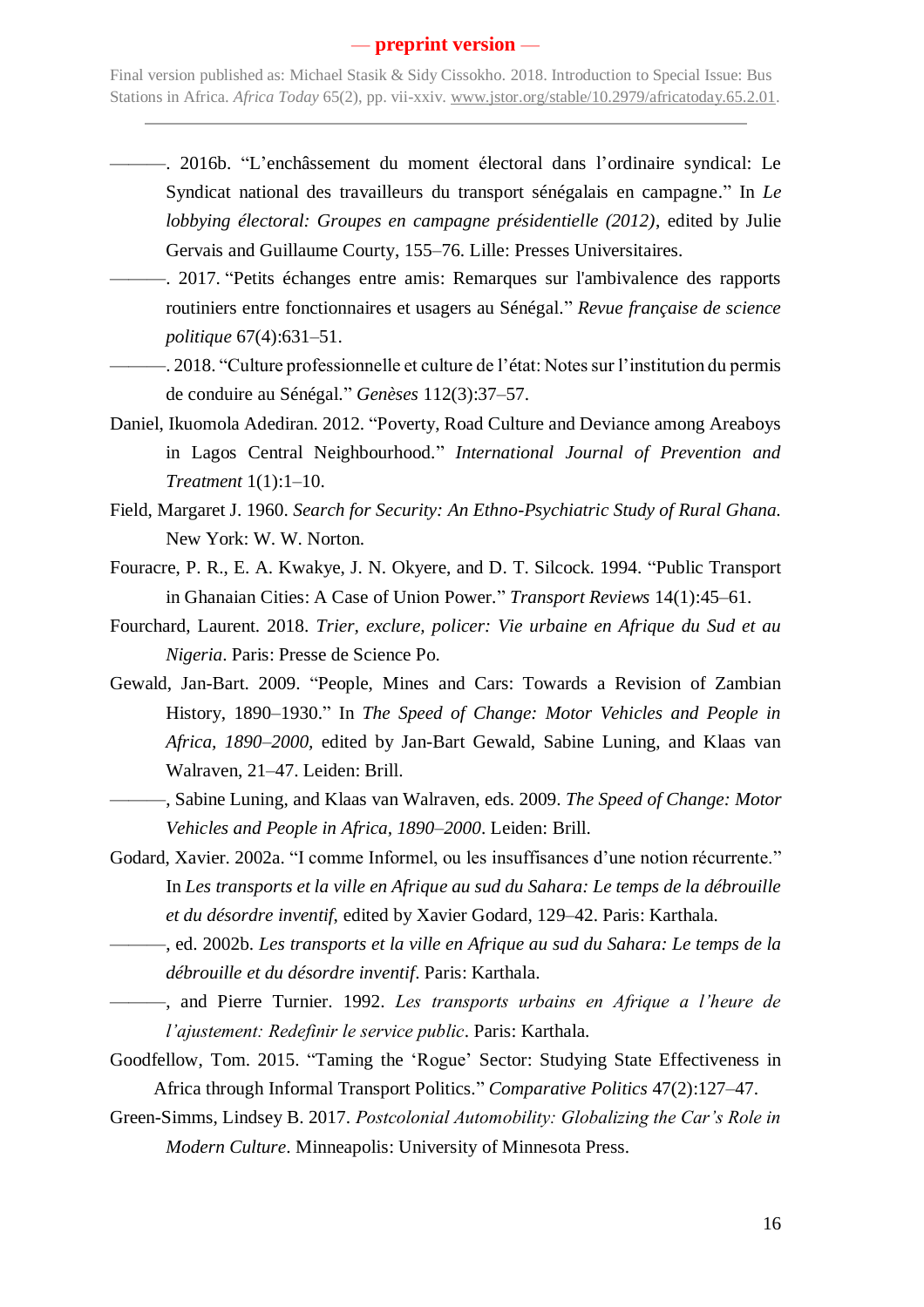———. 2016b. “L’enchâssement du moment électoral dans l’ordinaire syndical: Le Syndicat national des travailleurs du transport sénégalais en campagne.” In *Le lobbying électoral: Groupes en campagne présidentielle (2012)*, edited by Julie Gervais and Guillaume Courty, 155–76. Lille: Presses Universitaires.

———. 2017. “Petits échanges entre amis: Remarques sur l'ambivalence des rapports routiniers entre fonctionnaires et usagers au Sénégal.” *Revue française de science politique* 67(4):631–51.

———. 2018. “Culture professionnelle et culture de l’état: Notes sur l’institution du permis de conduire au Sénégal.” *Genèses* 112(3):37–57.

Daniel, Ikuomola Adediran. 2012. “Poverty, Road Culture and Deviance among Areaboys in Lagos Central Neighbourhood.” *International Journal of Prevention and Treatment* 1(1):1–10.

Field, Margaret J. 1960. *Search for Security: An Ethno-Psychiatric Study of Rural Ghana.* New York: W. W. Norton.

Fouracre, P. R., E. A. Kwakye, J. N. Okyere, and D. T. Silcock. 1994. “Public Transport in Ghanaian Cities: A Case of Union Power.” *Transport Reviews* 14(1):45–61.

Fourchard, Laurent. 2018. *Trier, exclure, policer: Vie urbaine en Afrique du Sud et au Nigeria*. Paris: Presse de Science Po.

Gewald, Jan-Bart. 2009. “People, Mines and Cars: Towards a Revision of Zambian History, 1890–1930.” In *The Speed of Change: Motor Vehicles and People in Africa, 1890–2000*, edited by Jan-Bart Gewald, Sabine Luning, and Klaas van Walraven, 21–47. Leiden: Brill.

———, Sabine Luning, and Klaas van Walraven, eds. 2009. *The Speed of Change: Motor Vehicles and People in Africa, 1890–2000*. Leiden: Brill.

Godard, Xavier. 2002a. “I comme Informel, ou les insuffisances d’une notion récurrente.” In *Les transports et la ville en Afrique au sud du Sahara: Le temps de la débrouille et du désordre inventif*, edited by Xavier Godard, 129–42. Paris: Karthala.

———, ed. 2002b. *Les transports et la ville en Afrique au sud du Sahara: Le temps de la débrouille et du désordre inventif*. Paris: Karthala.

———, and Pierre Turnier. 1992. *Les transports urbains en Afrique a l’heure de l’ajustement: Redefinir le service public*. Paris: Karthala.

Goodfellow, Tom. 2015. “Taming the ‘Rogue’ Sector: Studying State Effectiveness in Africa through Informal Transport Politics.” *Comparative Politics* 47(2):127–47.

Green-Simms, Lindsey B. 2017. *Postcolonial Automobility: Globalizing the Car’s Role in Modern Culture*. Minneapolis: University of Minnesota Press.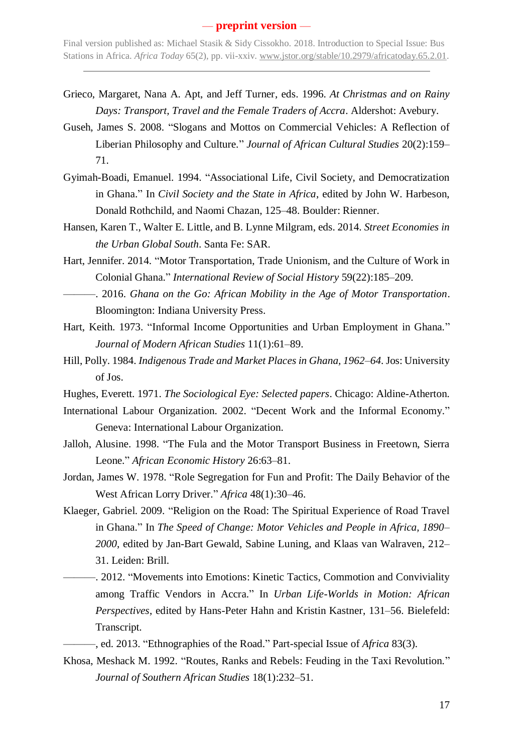Grieco, Margaret, Nana A. Apt, and Jeff Turner, eds. 1996. *At Christmas and on Rainy Days: Transport, Travel and the Female Traders of Accra*. Aldershot: Avebury.

Guseh, James S. 2008. "Slogans and Mottos on Commercial Vehicles: A Reflection of Liberian Philosophy and Culture." *Journal of African Cultural Studies* 20(2):159–71.

Gyimah-Boadi, Emanuel. 1994. "Associational Life, Civil Society, and Democratization in Ghana." In *Civil Society and the State in Africa*, edited by John W. Harbeson, Donald Rothchild, and Naomi Chazan, 125–48. Boulder: Rienner.

Hansen, Karen T., Walter E. Little, and B. Lynne Milgram, eds. 2014. *Street Economies in the Urban Global South*. Santa Fe: SAR.

Hart, Jennifer. 2014. "Motor Transportation, Trade Unionism, and the Culture of Work in Colonial Ghana." *International Review of Social History* 59(22):185–209.

———. 2016. *Ghana on the Go: African Mobility in the Age of Motor Transportation*. Bloomington: Indiana University Press.

Hart, Keith. 1973. "Informal Income Opportunities and Urban Employment in Ghana." *Journal of Modern African Studies* 11(1):61–89.

Hill, Polly. 1984. *Indigenous Trade and Market Places in Ghana, 1962–64*. Jos: University of Jos.

Hughes, Everett. 1971. *The Sociological Eye: Selected papers*. Chicago: Aldine-Atherton.

International Labour Organization. 2002. "Decent Work and the Informal Economy." Geneva: International Labour Organization.

Jalloh, Alusine. 1998. "The Fula and the Motor Transport Business in Freetown, Sierra Leone." *African Economic History* 26:63–81.

Jordan, James W. 1978. "Role Segregation for Fun and Profit: The Daily Behavior of the West African Lorry Driver." *Africa* 48(1):30–46.

Klaeger, Gabriel. 2009. "Religion on the Road: The Spiritual Experience of Road Travel in Ghana." In *The Speed of Change: Motor Vehicles and People in Africa, 1890–2000*, edited by Jan-Bart Gewald, Sabine Luning, and Klaas van Walraven, 212–31. Leiden: Brill.

———. 2012. "Movements into Emotions: Kinetic Tactics, Commotion and Conviviality among Traffic Vendors in Accra." In *Urban Life-Worlds in Motion: African Perspectives*, edited by Hans-Peter Hahn and Kristin Kastner, 131–56. Bielefeld: Transcript.

———, ed. 2013. "Ethnographies of the Road." Part-special Issue of *Africa* 83(3).

Khosa, Meshack M. 1992. "Routes, Ranks and Rebels: Feuding in the Taxi Revolution." *Journal of Southern African Studies* 18(1):232–51.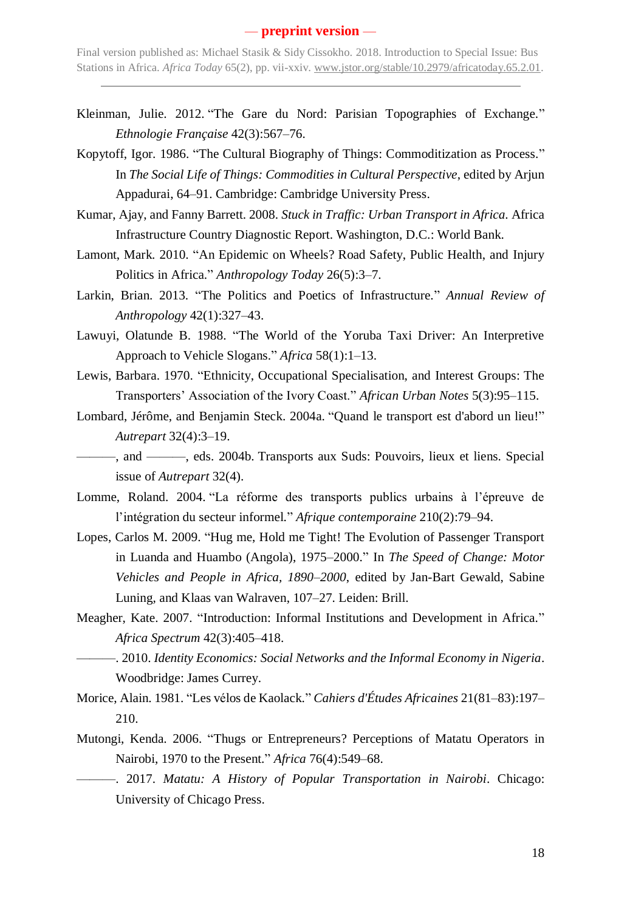Kleinman, Julie. 2012. "The Gare du Nord: Parisian Topographies of Exchange." *Ethnologie Française* 42(3):567–76.

Kopytoff, Igor. 1986. "The Cultural Biography of Things: Commoditization as Process." In *The Social Life of Things: Commodities in Cultural Perspective*, edited by Arjun Appadurai, 64–91. Cambridge: Cambridge University Press.

Kumar, Ajay, and Fanny Barrett. 2008. *Stuck in Traffic: Urban Transport in Africa*. Africa Infrastructure Country Diagnostic Report. Washington, D.C.: World Bank.

Lamont, Mark. 2010. "An Epidemic on Wheels? Road Safety, Public Health, and Injury Politics in Africa." *Anthropology Today* 26(5):3–7.

Larkin, Brian. 2013. "The Politics and Poetics of Infrastructure." *Annual Review of Anthropology* 42(1):327–43.

Lawuyi, Olatunde B. 1988. "The World of the Yoruba Taxi Driver: An Interpretive Approach to Vehicle Slogans." *Africa* 58(1):1–13.

Lewis, Barbara. 1970. "Ethnicity, Occupational Specialisation, and Interest Groups: The Transporters' Association of the Ivory Coast." *African Urban Notes* 5(3):95–115.

Lombard, Jérôme, and Benjamin Steck. 2004a. "Quand le transport est d'abord un lieu!" *Autrepart* 32(4):3–19.

———, and ———, eds. 2004b. Transports aux Suds: Pouvoirs, lieux et liens. Special issue of *Autrepart* 32(4).

Lomme, Roland. 2004. "La réforme des transports publics urbains à l'épreuve de l'intégration du secteur informel." *Afrique contemporaine* 210(2):79–94.

Lopes, Carlos M. 2009. "Hug me, Hold me Tight! The Evolution of Passenger Transport in Luanda and Huambo (Angola), 1975–2000." In *The Speed of Change: Motor Vehicles and People in Africa, 1890–2000*, edited by Jan-Bart Gewald, Sabine Luning, and Klaas van Walraven, 107–27. Leiden: Brill.

Meagher, Kate. 2007. "Introduction: Informal Institutions and Development in Africa." *Africa Spectrum* 42(3):405–418.

———. 2010. *Identity Economics: Social Networks and the Informal Economy in Nigeria*. Woodbridge: James Currey.

Morice, Alain. 1981. "Les vélos de Kaolack." *Cahiers d'Études Africaines* 21(81–83):197–210.

Mutongi, Kenda. 2006. "Thugs or Entrepreneurs? Perceptions of Matatu Operators in Nairobi, 1970 to the Present." *Africa* 76(4):549–68.

———. 2017. *Matatu: A History of Popular Transportation in Nairobi*. Chicago: University of Chicago Press.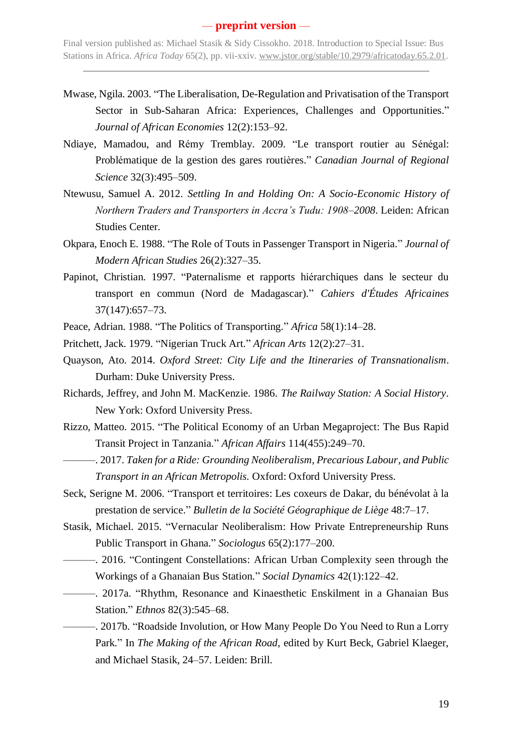Mwase, Ngila. 2003. "The Liberalisation, De-Regulation and Privatisation of the Transport Sector in Sub-Saharan Africa: Experiences, Challenges and Opportunities." *Journal of African Economies* 12(2):153–92.

Ndiaye, Mamadou, and Rémy Tremblay. 2009. "Le transport routier au Sénégal: Problématique de la gestion des gares routières." *Canadian Journal of Regional Science* 32(3):495–509.

Ntewusu, Samuel A. 2012. *Settling In and Holding On: A Socio-Economic History of Northern Traders and Transporters in Accra's Tudu: 1908–2008*. Leiden: African Studies Center.

Okpara, Enoch E. 1988. "The Role of Touts in Passenger Transport in Nigeria." *Journal of Modern African Studies* 26(2):327–35.

Papinot, Christian. 1997. "Paternalisme et rapports hiérarchiques dans le secteur du transport en commun (Nord de Madagascar)." *Cahiers d'Études Africaines* 37(147):657–73.

Peace, Adrian. 1988. "The Politics of Transporting." *Africa* 58(1):14–28.

Pritchett, Jack. 1979. "Nigerian Truck Art." *African Arts* 12(2):27–31.

Quayson, Ato. 2014. *Oxford Street: City Life and the Itineraries of Transnationalism*. Durham: Duke University Press.

Richards, Jeffrey, and John M. MacKenzie. 1986. *The Railway Station: A Social History*. New York: Oxford University Press.

Rizzo, Matteo. 2015. "The Political Economy of an Urban Megaproject: The Bus Rapid Transit Project in Tanzania." *African Affairs* 114(455):249–70.

———. 2017. *Taken for a Ride: Grounding Neoliberalism, Precarious Labour, and Public Transport in an African Metropolis.* Oxford: Oxford University Press.

Seck, Serigne M. 2006. "Transport et territoires: Les coxeurs de Dakar, du bénévolat à la prestation de service." *Bulletin de la Société Géographique de Liège* 48:7–17.

Stasik, Michael. 2015. "Vernacular Neoliberalism: How Private Entrepreneurship Runs Public Transport in Ghana." *Sociologus* 65(2):177–200.

———. 2016. "Contingent Constellations: African Urban Complexity seen through the Workings of a Ghanaian Bus Station." *Social Dynamics* 42(1):122–42.

———. 2017a. "Rhythm, Resonance and Kinaesthetic Enskilment in a Ghanaian Bus Station." *Ethnos* 82(3):545–68.

———. 2017b. "Roadside Involution, or How Many People Do You Need to Run a Lorry Park." In *The Making of the African Road*, edited by Kurt Beck, Gabriel Klaeger, and Michael Stasik, 24–57. Leiden: Brill.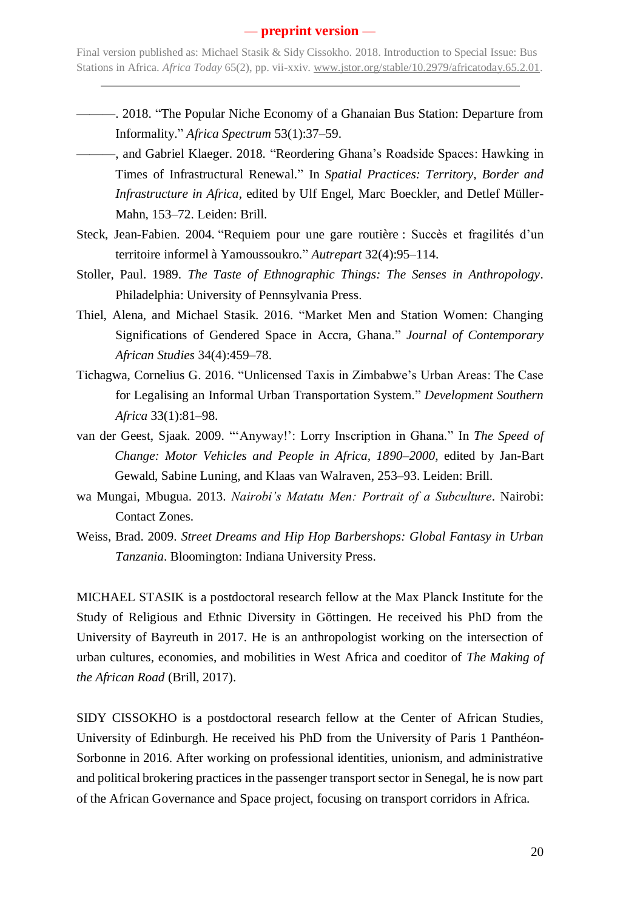———. 2018. "The Popular Niche Economy of a Ghanaian Bus Station: Departure from Informality." *Africa Spectrum* 53(1):37–59.

———, and Gabriel Klaeger. 2018. "Reordering Ghana's Roadside Spaces: Hawking in Times of Infrastructural Renewal." In *Spatial Practices: Territory, Border and Infrastructure in Africa*, edited by Ulf Engel, Marc Boeckler, and Detlef Müller-Mahn, 153–72. Leiden: Brill.

Steck, Jean-Fabien. 2004. "Requiem pour une gare routière : Succès et fragilités d'un territoire informel à Yamoussoukro." *Autrepart* 32(4):95–114.

Stoller, Paul. 1989. *The Taste of Ethnographic Things: The Senses in Anthropology*. Philadelphia: University of Pennsylvania Press.

Thiel, Alena, and Michael Stasik. 2016. "Market Men and Station Women: Changing Significations of Gendered Space in Accra, Ghana." *Journal of Contemporary African Studies* 34(4):459–78.

Tichagwa, Cornelius G. 2016. "Unlicensed Taxis in Zimbabwe's Urban Areas: The Case for Legalising an Informal Urban Transportation System." *Development Southern Africa* 33(1):81–98.

van der Geest, Sjaak. 2009. "'Anyway!': Lorry Inscription in Ghana." In *The Speed of Change: Motor Vehicles and People in Africa, 1890–2000*, edited by Jan-Bart Gewald, Sabine Luning, and Klaas van Walraven, 253–93. Leiden: Brill.

wa Mungai, Mbugua. 2013. *Nairobi's Matatu Men: Portrait of a Subculture*. Nairobi: Contact Zones.

Weiss, Brad. 2009. *Street Dreams and Hip Hop Barbershops: Global Fantasy in Urban Tanzania*. Bloomington: Indiana University Press.

MICHAEL STASIK is a postdoctoral research fellow at the Max Planck Institute for the Study of Religious and Ethnic Diversity in Göttingen. He received his PhD from the University of Bayreuth in 2017. He is an anthropologist working on the intersection of urban cultures, economies, and mobilities in West Africa and coeditor of *The Making of the African Road* (Brill, 2017).

SIDY CISSOKHO is a postdoctoral research fellow at the Center of African Studies, University of Edinburgh. He received his PhD from the University of Paris 1 Panthéon-Sorbonne in 2016. After working on professional identities, unionism, and administrative and political brokering practices in the passenger transport sector in Senegal, he is now part of the African Governance and Space project, focusing on transport corridors in Africa.